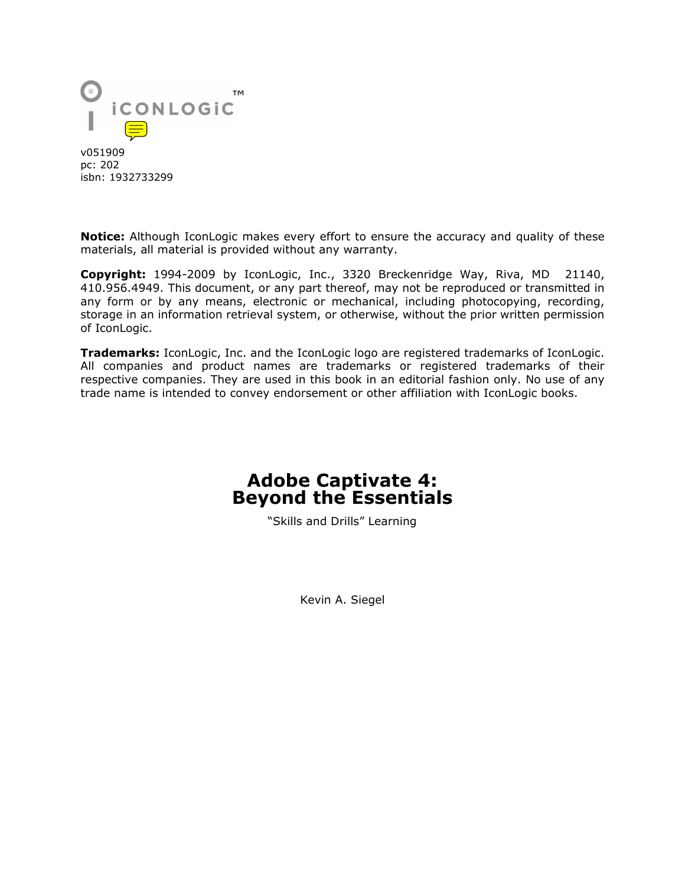iCONLOGiC™

v051909
pc: 202
isbn: 1932733299

**Notice:** Although IconLogic makes every effort to ensure the accuracy and quality of these materials, all material is provided without any warranty.

**Copyright:** 1994-2009 by IconLogic, Inc., 3320 Breckenridge Way, Riva, MD 21140, 410.956.4949. This document, or any part thereof, may not be reproduced or transmitted in any form or by any means, electronic or mechanical, including photocopying, recording, storage in an information retrieval system, or otherwise, without the prior written permission of IconLogic.

**Trademarks:** IconLogic, Inc. and the IconLogic logo are registered trademarks of IconLogic. All companies and product names are trademarks or registered trademarks of their respective companies. They are used in this book in an editorial fashion only. No use of any trade name is intended to convey endorsement or other affiliation with IconLogic books.

# Adobe Captivate 4: Beyond the Essentials

"Skills and Drills" Learning

Kevin A. Siegel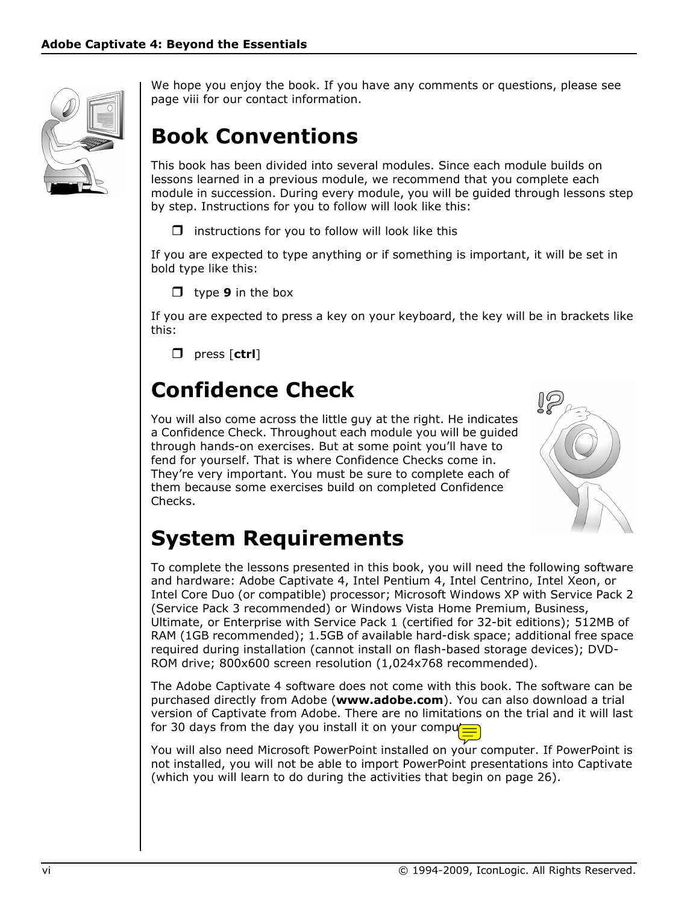We hope you enjoy the book. If you have any comments or questions, please see page viii for our contact information.

# Book Conventions

This book has been divided into several modules. Since each module builds on lessons learned in a previous module, we recommend that you complete each module in succession. During every module, you will be guided through lessons step by step. Instructions for you to follow will look like this:

- ❒ instructions for you to follow will look like this

If you are expected to type anything or if something is important, it will be set in bold type like this:

- ❒ type **9** in the box

If you are expected to press a key on your keyboard, the key will be in brackets like this:

- ❒ press [**ctrl**]

# Confidence Check

You will also come across the little guy at the right. He indicates a Confidence Check. Throughout each module you will be guided through hands-on exercises. But at some point you'll have to fend for yourself. That is where Confidence Checks come in. They're very important. You must be sure to complete each of them because some exercises build on completed Confidence Checks.

# System Requirements

To complete the lessons presented in this book, you will need the following software and hardware: Adobe Captivate 4, Intel Pentium 4, Intel Centrino, Intel Xeon, or Intel Core Duo (or compatible) processor; Microsoft Windows XP with Service Pack 2 (Service Pack 3 recommended) or Windows Vista Home Premium, Business, Ultimate, or Enterprise with Service Pack 1 (certified for 32-bit editions); 512MB of RAM (1GB recommended); 1.5GB of available hard-disk space; additional free space required during installation (cannot install on flash-based storage devices); DVD-ROM drive; 800x600 screen resolution (1,024x768 recommended).

The Adobe Captivate 4 software does not come with this book. The software can be purchased directly from Adobe (**www.adobe.com**). You can also download a trial version of Captivate from Adobe. There are no limitations on the trial and it will last for 30 days from the day you install it on your computer.

You will also need Microsoft PowerPoint installed on your computer. If PowerPoint is not installed, you will not be able to import PowerPoint presentations into Captivate (which you will learn to do during the activities that begin on page 26).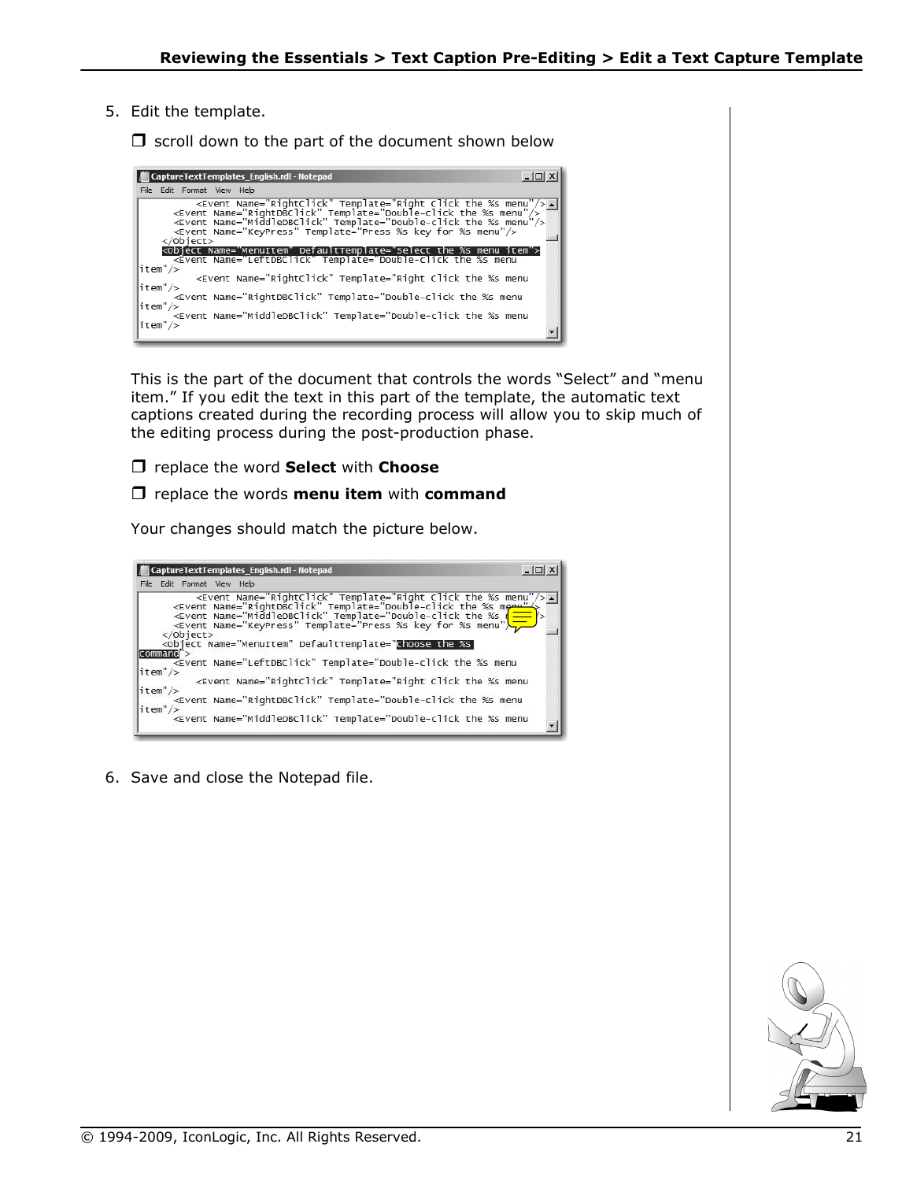5. Edit the template.

   ❐ scroll down to the part of the document shown below

   This is the part of the document that controls the words “Select” and “menu item.” If you edit the text in this part of the template, the automatic text captions created during the recording process will allow you to skip much of the editing process during the post-production phase.

   ❐ replace the word **Select** with **Choose**

   ❐ replace the words **menu item** with **command**

   Your changes should match the picture below.

6. Save and close the Notepad file.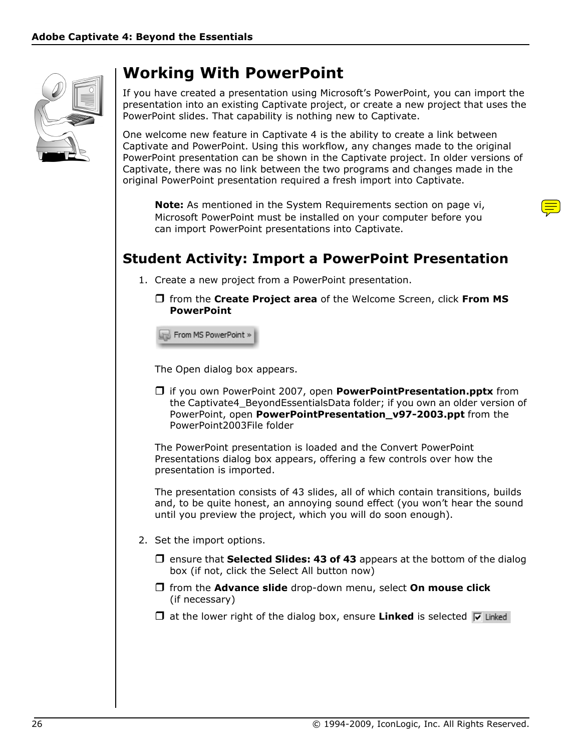## Working With PowerPoint

If you have created a presentation using Microsoft's PowerPoint, you can import the presentation into an existing Captivate project, or create a new project that uses the PowerPoint slides. That capability is nothing new to Captivate.

One welcome new feature in Captivate 4 is the ability to create a link between Captivate and PowerPoint. Using this workflow, any changes made to the original PowerPoint presentation can be shown in the Captivate project. In older versions of Captivate, there was no link between the two programs and changes made in the original PowerPoint presentation required a fresh import into Captivate.

> **Note:** As mentioned in the System Requirements section on page vi, Microsoft PowerPoint must be installed on your computer before you can import PowerPoint presentations into Captivate.

## Student Activity: Import a PowerPoint Presentation

1. Create a new project from a PowerPoint presentation.

   - ❒ from the **Create Project area** of the Welcome Screen, click **From MS PowerPoint**

   The Open dialog box appears.

   - ❒ if you own PowerPoint 2007, open **PowerPointPresentation.pptx** from the Captivate4_BeyondEssentialsData folder; if you own an older version of PowerPoint, open **PowerPointPresentation_v97-2003.ppt** from the PowerPoint2003File folder

   The PowerPoint presentation is loaded and the Convert PowerPoint Presentations dialog box appears, offering a few controls over how the presentation is imported.

   The presentation consists of 43 slides, all of which contain transitions, builds and, to be quite honest, an annoying sound effect (you won't hear the sound until you preview the project, which you will do soon enough).

2. Set the import options.

   - ❒ ensure that **Selected Slides: 43 of 43** appears at the bottom of the dialog box (if not, click the Select All button now)
   - ❒ from the **Advance slide** drop-down menu, select **On mouse click** (if necessary)
   - ❒ at the lower right of the dialog box, ensure **Linked** is selected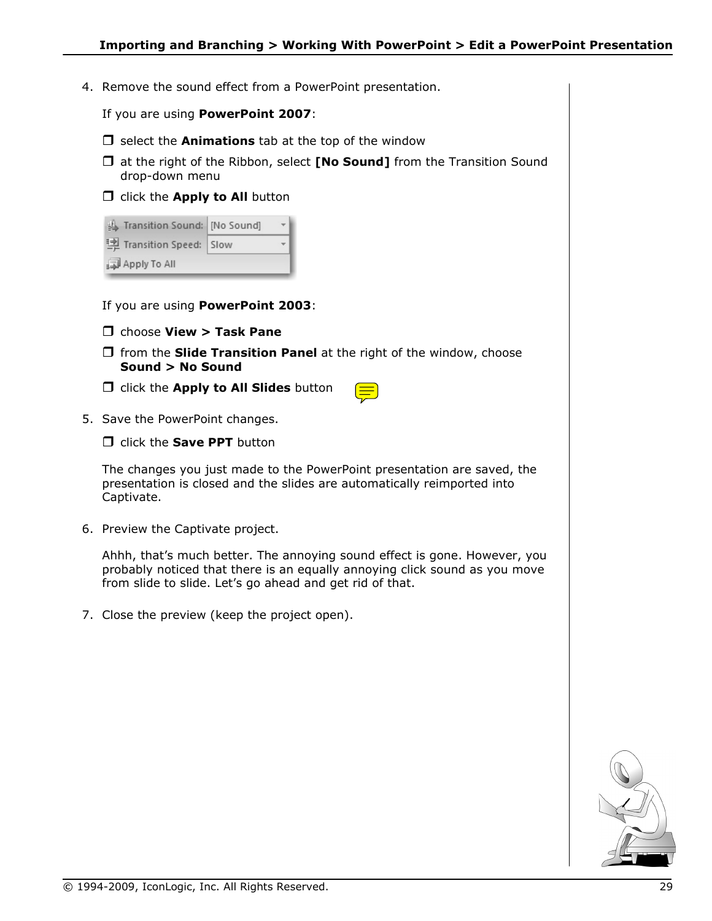4. Remove the sound effect from a PowerPoint presentation.

   If you are using **PowerPoint 2007**:

   ❒ select the **Animations** tab at the top of the window

   ❒ at the right of the Ribbon, select **[No Sound]** from the Transition Sound drop-down menu

   ❒ click the **Apply to All** button

   If you are using **PowerPoint 2003**:

   ❒ choose **View > Task Pane**

   ❒ from the **Slide Transition Panel** at the right of the window, choose **Sound > No Sound**

   ❒ click the **Apply to All Slides** button

5. Save the PowerPoint changes.

   ❒ click the **Save PPT** button

   The changes you just made to the PowerPoint presentation are saved, the presentation is closed and the slides are automatically reimported into Captivate.

6. Preview the Captivate project.

   Ahhh, that's much better. The annoying sound effect is gone. However, you probably noticed that there is an equally annoying click sound as you move from slide to slide. Let's go ahead and get rid of that.

7. Close the preview (keep the project open).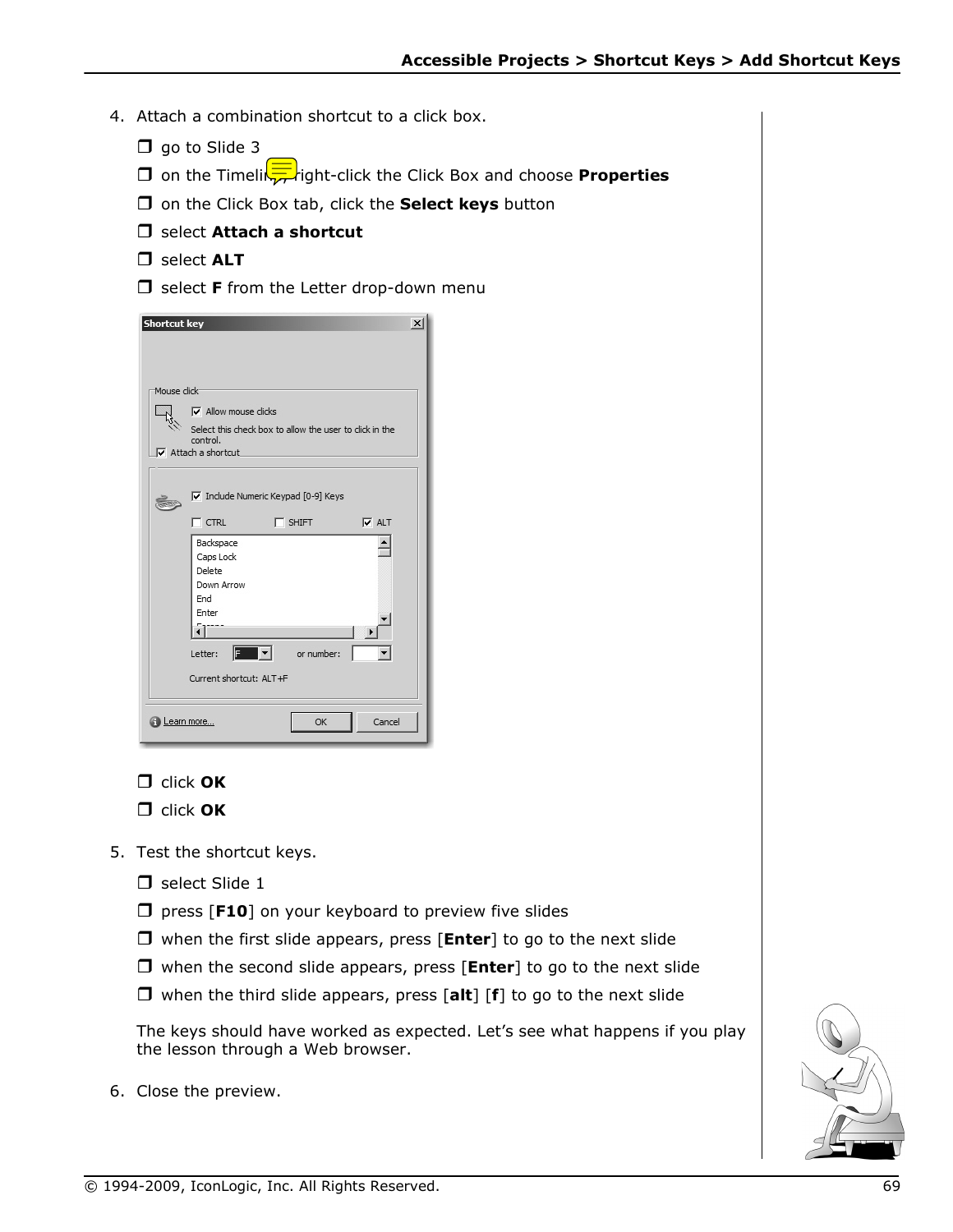4. Attach a combination shortcut to a click box.

    - ❒ go to Slide 3
    - ❒ on the Timeline, right-click the Click Box and choose **Properties**
    - ❒ on the Click Box tab, click the **Select keys** button
    - ❒ select **Attach a shortcut**
    - ❒ select **ALT**
    - ❒ select **F** from the Letter drop-down menu
    - ❒ click **OK**
    - ❒ click **OK**

5. Test the shortcut keys.

    - ❒ select Slide 1
    - ❒ press [**F10**] on your keyboard to preview five slides
    - ❒ when the first slide appears, press [**Enter**] to go to the next slide
    - ❒ when the second slide appears, press [**Enter**] to go to the next slide
    - ❒ when the third slide appears, press [**alt**] [**f**] to go to the next slide

    The keys should have worked as expected. Let's see what happens if you play the lesson through a Web browser.

6. Close the preview.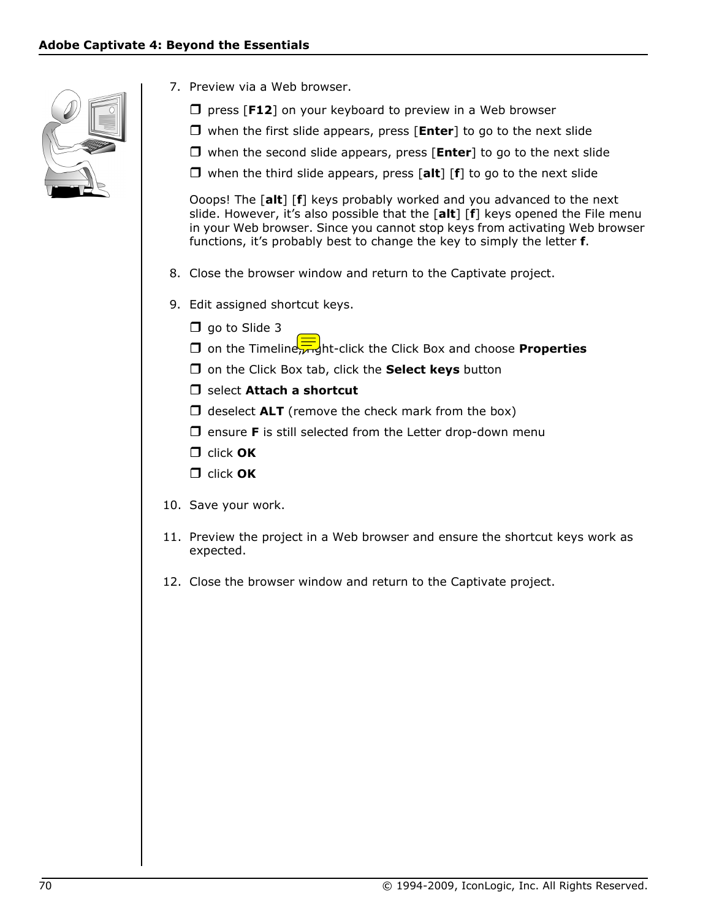7. Preview via a Web browser.

   ❒ press [**F12**] on your keyboard to preview in a Web browser

   ❒ when the first slide appears, press [**Enter**] to go to the next slide

   ❒ when the second slide appears, press [**Enter**] to go to the next slide

   ❒ when the third slide appears, press [**alt**] [**f**] to go to the next slide

   Ooops! The [**alt**] [**f**] keys probably worked and you advanced to the next slide. However, it's also possible that the [**alt**] [**f**] keys opened the File menu in your Web browser. Since you cannot stop keys from activating Web browser functions, it's probably best to change the key to simply the letter **f**.

8. Close the browser window and return to the Captivate project.

9. Edit assigned shortcut keys.

   ❒ go to Slide 3

   ❒ on the Timeline, right-click the Click Box and choose **Properties**

   ❒ on the Click Box tab, click the **Select keys** button

   ❒ select **Attach a shortcut**

   ❒ deselect **ALT** (remove the check mark from the box)

   ❒ ensure **F** is still selected from the Letter drop-down menu

   ❒ click **OK**

   ❒ click **OK**

10. Save your work.

11. Preview the project in a Web browser and ensure the shortcut keys work as expected.

12. Close the browser window and return to the Captivate project.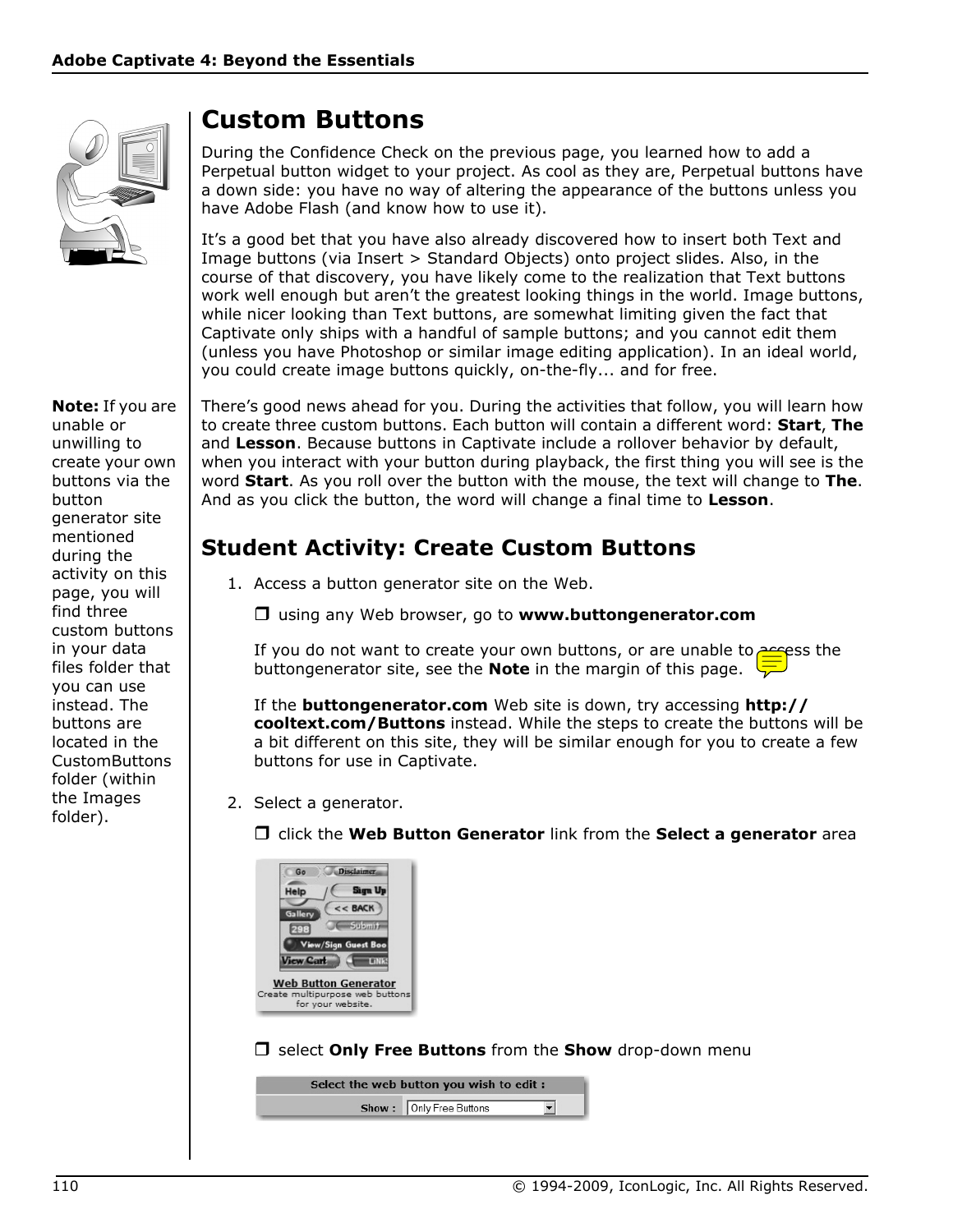## Custom Buttons

During the Confidence Check on the previous page, you learned how to add a Perpetual button widget to your project. As cool as they are, Perpetual buttons have a down side: you have no way of altering the appearance of the buttons unless you have Adobe Flash (and know how to use it).

It's a good bet that you have also already discovered how to insert both Text and Image buttons (via Insert > Standard Objects) onto project slides. Also, in the course of that discovery, you have likely come to the realization that Text buttons work well enough but aren't the greatest looking things in the world. Image buttons, while nicer looking than Text buttons, are somewhat limiting given the fact that Captivate only ships with a handful of sample buttons; and you cannot edit them (unless you have Photoshop or similar image editing application). In an ideal world, you could create image buttons quickly, on-the-fly... and for free.

**Note:** If you are unable or unwilling to create your own buttons via the button generator site mentioned during the activity on this page, you will find three custom buttons in your data files folder that you can use instead. The buttons are located in the CustomButtons folder (within the Images folder).

There's good news ahead for you. During the activities that follow, you will learn how to create three custom buttons. Each button will contain a different word: **Start**, **The** and **Lesson**. Because buttons in Captivate include a rollover behavior by default, when you interact with your button during playback, the first thing you will see is the word **Start**. As you roll over the button with the mouse, the text will change to **The**. And as you click the button, the word will change a final time to **Lesson**.

## Student Activity: Create Custom Buttons

1. Access a button generator site on the Web.

   ❒ using any Web browser, go to **www.buttongenerator.com**

   If you do not want to create your own buttons, or are unable to access the buttongenerator site, see the **Note** in the margin of this page.

   If the **buttongenerator.com** Web site is down, try accessing **http://cooltext.com/Buttons** instead. While the steps to create the buttons will be a bit different on this site, they will be similar enough for you to create a few buttons for use in Captivate.

2. Select a generator.

   ❒ click the **Web Button Generator** link from the **Select a generator** area

   ❒ select **Only Free Buttons** from the **Show** drop-down menu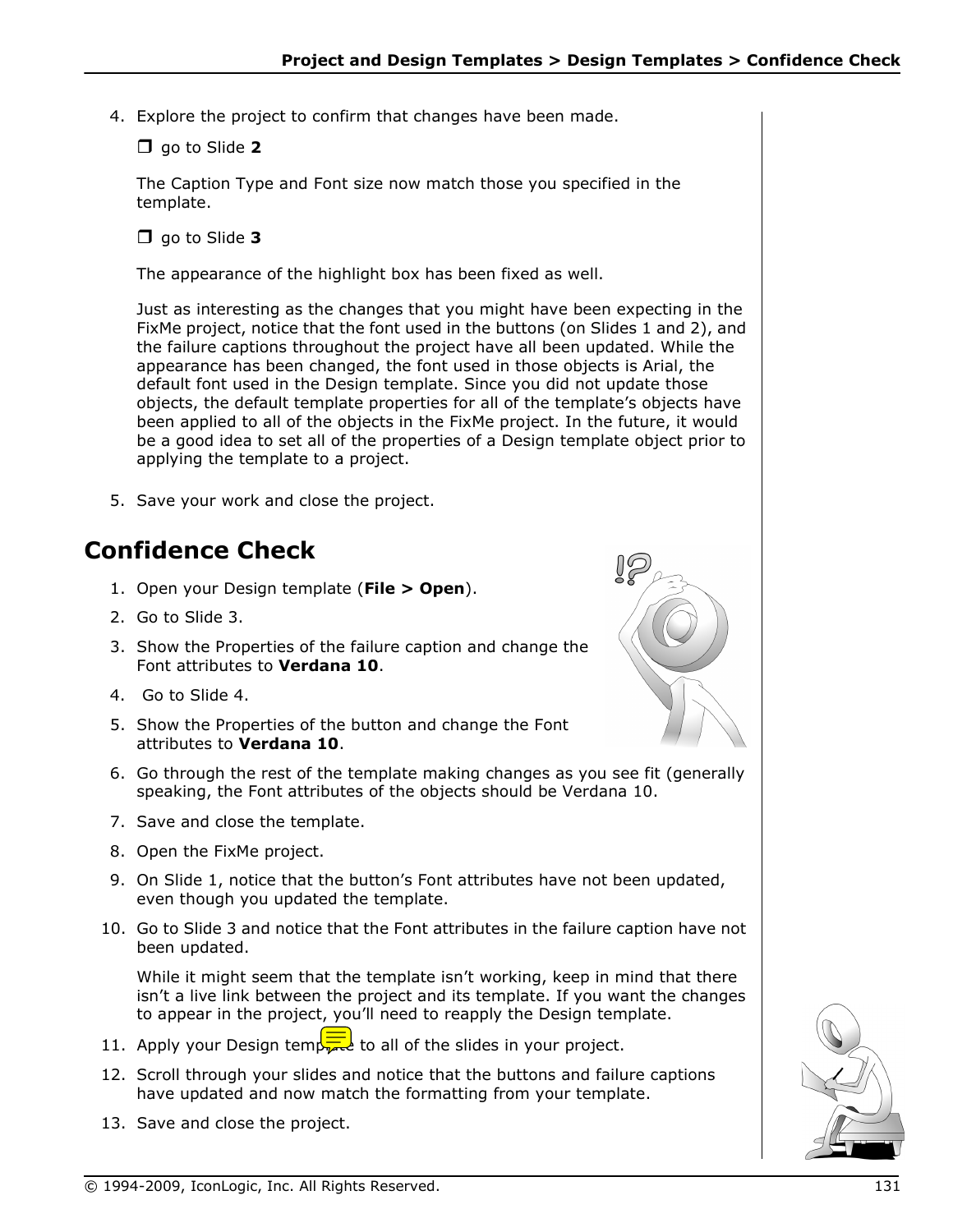4. Explore the project to confirm that changes have been made.

   ❒ go to Slide **2**

   The Caption Type and Font size now match those you specified in the template.

   ❒ go to Slide **3**

   The appearance of the highlight box has been fixed as well.

   Just as interesting as the changes that you might have been expecting in the FixMe project, notice that the font used in the buttons (on Slides 1 and 2), and the failure captions throughout the project have all been updated. While the appearance has been changed, the font used in those objects is Arial, the default font used in the Design template. Since you did not update those objects, the default template properties for all of the template's objects have been applied to all of the objects in the FixMe project. In the future, it would be a good idea to set all of the properties of a Design template object prior to applying the template to a project.

5. Save your work and close the project.

## Confidence Check

1. Open your Design template (**File > Open**).
2. Go to Slide 3.
3. Show the Properties of the failure caption and change the Font attributes to **Verdana 10**.
4. Go to Slide 4.
5. Show the Properties of the button and change the Font attributes to **Verdana 10**.
6. Go through the rest of the template making changes as you see fit (generally speaking, the Font attributes of the objects should be Verdana 10.
7. Save and close the template.
8. Open the FixMe project.
9. On Slide 1, notice that the button's Font attributes have not been updated, even though you updated the template.
10. Go to Slide 3 and notice that the Font attributes in the failure caption have not been updated.

    While it might seem that the template isn't working, keep in mind that there isn't a live link between the project and its template. If you want the changes to appear in the project, you'll need to reapply the Design template.

11. Apply your Design template to all of the slides in your project.
12. Scroll through your slides and notice that the buttons and failure captions have updated and now match the formatting from your template.
13. Save and close the project.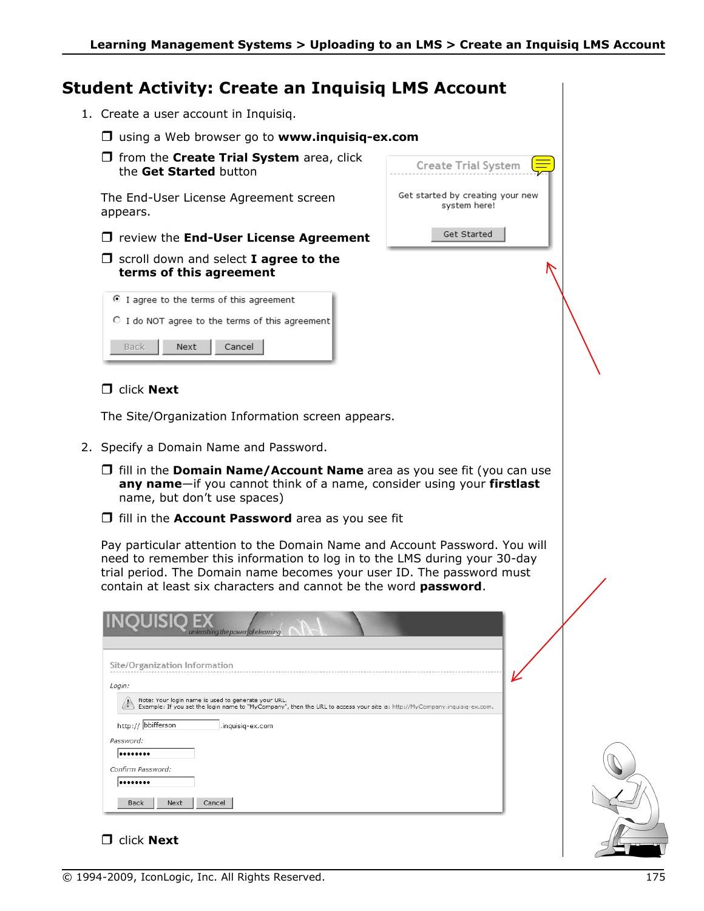# Student Activity: Create an Inquisiq LMS Account

1. Create a user account in Inquisiq.

   ❒ using a Web browser go to **www.inquisiq-ex.com**

   ❒ from the **Create Trial System** area, click the **Get Started** button

   The End-User License Agreement screen appears.

   ❒ review the **End-User License Agreement**

   ❒ scroll down and select **I agree to the terms of this agreement**

   ❒ click **Next**

   The Site/Organization Information screen appears.

2. Specify a Domain Name and Password.

   ❒ fill in the **Domain Name/Account Name** area as you see fit (you can use **any name**—if you cannot think of a name, consider using your **firstlast** name, but don't use spaces)

   ❒ fill in the **Account Password** area as you see fit

   Pay particular attention to the Domain Name and Account Password. You will need to remember this information to log in to the LMS during your 30-day trial period. The Domain name becomes your user ID. The password must contain at least six characters and cannot be the word **password**.

   ❒ click **Next**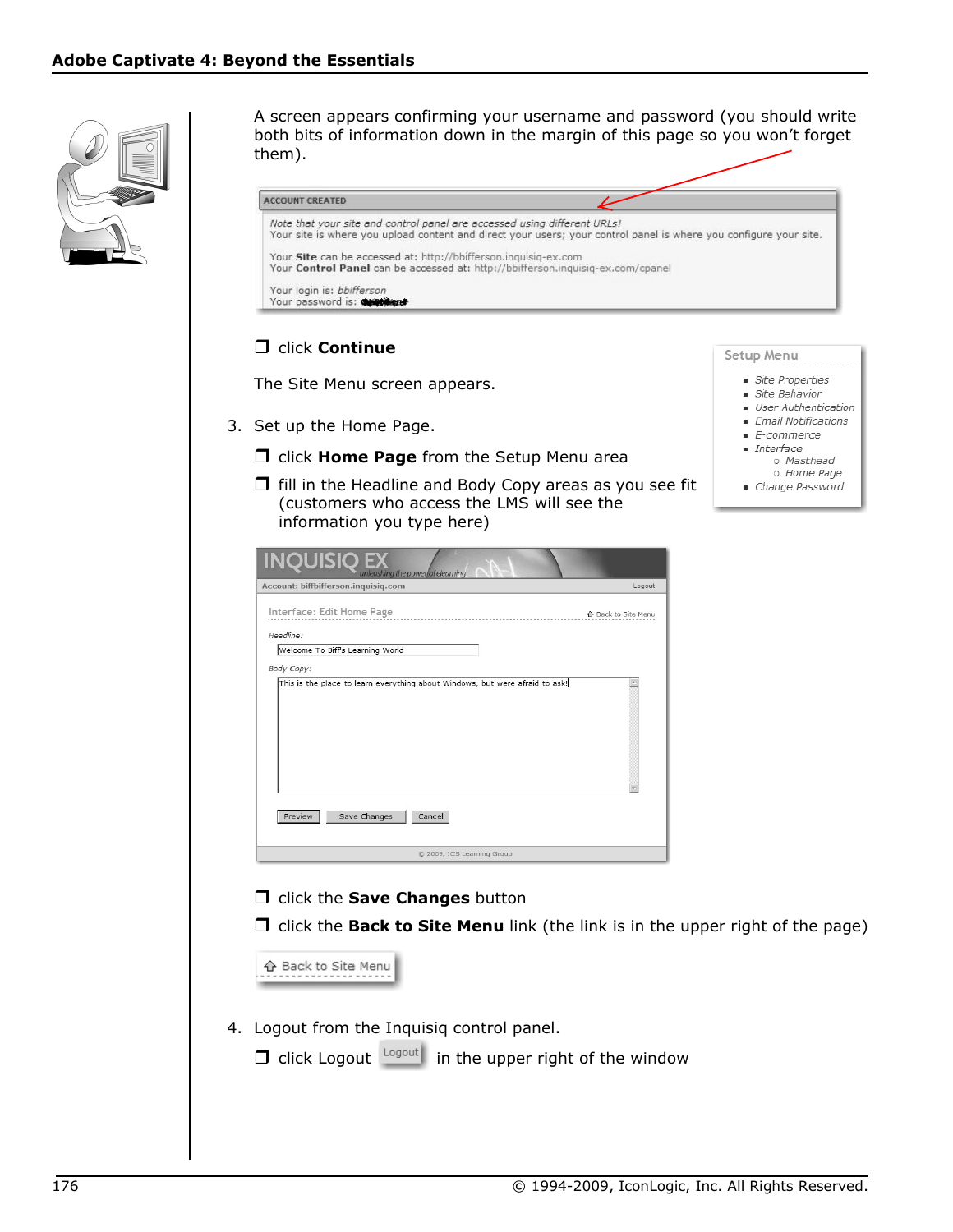A screen appears confirming your username and password (you should write both bits of information down in the margin of this page so you won't forget them).

- ❒ click **Continue**

The Site Menu screen appears.

3. Set up the Home Page.

- ❒ click **Home Page** from the Setup Menu area
- ❒ fill in the Headline and Body Copy areas as you see fit (customers who access the LMS will see the information you type here)

- ❒ click the **Save Changes** button
- ❒ click the **Back to Site Menu** link (the link is in the upper right of the page)

4. Logout from the Inquisiq control panel.

- ❒ click Logout in the upper right of the window